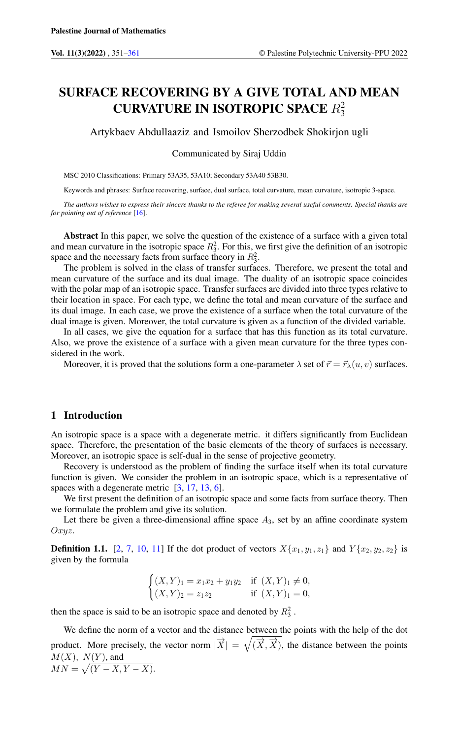Palestine Journal of Mathematics

# SURFACE RECOVERING BY A GIVE TOTAL AND MEAN CURVATURE IN ISOTROPIC SPACE $R_3^2$

Artykbaev Abdullaaziz and Ismoilov Sherzodbek Shokirjon ugli

Communicated by Siraj Uddin

MSC 2010 Classifications: Primary 53A35, 53A10; Secondary 53A40 53B30.

Keywords and phrases: Surface recovering, surface, dual surface, total curvature, mean curvature, isotropic 3-space.

*The authors wishes to express their sincere thanks to the referee for making several useful comments. Special thanks are for pointing out of reference [16].*

**Abstract** In this paper, we solve the question of the existence of a surface with a given total and mean curvature in the isotropic space $R_3^2$. For this, we first give the definition of an isotropic space and the necessary facts from surface theory in $R_3^2$.

The problem is solved in the class of transfer surfaces. Therefore, we present the total and mean curvature of the surface and its dual image. The duality of an isotropic space coincides with the polar map of an isotropic space. Transfer surfaces are divided into three types relative to their location in space. For each type, we define the total and mean curvature of the surface and its dual image. In each case, we prove the existence of a surface when the total curvature of the dual image is given. Moreover, the total curvature is given as a function of the divided variable.

In all cases, we give the equation for a surface that has this function as its total curvature. Also, we prove the existence of a surface with a given mean curvature for the three types considered in the work.

Moreover, it is proved that the solutions form a one-parameter $\lambda$ set of $\vec{r} = \vec{r}_\lambda(u, v)$ surfaces.

## 1 Introduction

An isotropic space is a space with a degenerate metric. it differs significantly from Euclidean space. Therefore, the presentation of the basic elements of the theory of surfaces is necessary. Moreover, an isotropic space is self-dual in the sense of projective geometry.

Recovery is understood as the problem of finding the surface itself when its total curvature function is given. We consider the problem in an isotropic space, which is a representative of spaces with a degenerate metric [3, 17, 13, 6].

We first present the definition of an isotropic space and some facts from surface theory. Then we formulate the problem and give its solution.

Let there be given a three-dimensional affine space $A_3$, set by an affine coordinate system $Oxyz$.

**Definition 1.1.** [2, 7, 10, 11] If the dot product of vectors $X\{x_1, y_1, z_1\}$ and $Y\{x_2, y_2, z_2\}$ is given by the formula

$$\begin{cases} (X,Y)_1 = x_1x_2 + y_1y_2 & \text{if } (X,Y)_1 \neq 0, \\ (X,Y)_2 = z_1z_2 & \text{if } (X,Y)_1 = 0, \end{cases}$$

then the space is said to be an isotropic space and denoted by $R_3^2$.

We define the norm of a vector and the distance between the points with the help of the dot product. More precisely, the vector norm $|\overrightarrow{X}| = \sqrt{(\overrightarrow{X}, \overrightarrow{X})}$, the distance between the points $M(X)$, $N(Y)$, and
$MN = \sqrt{(Y - X, Y - X)}$.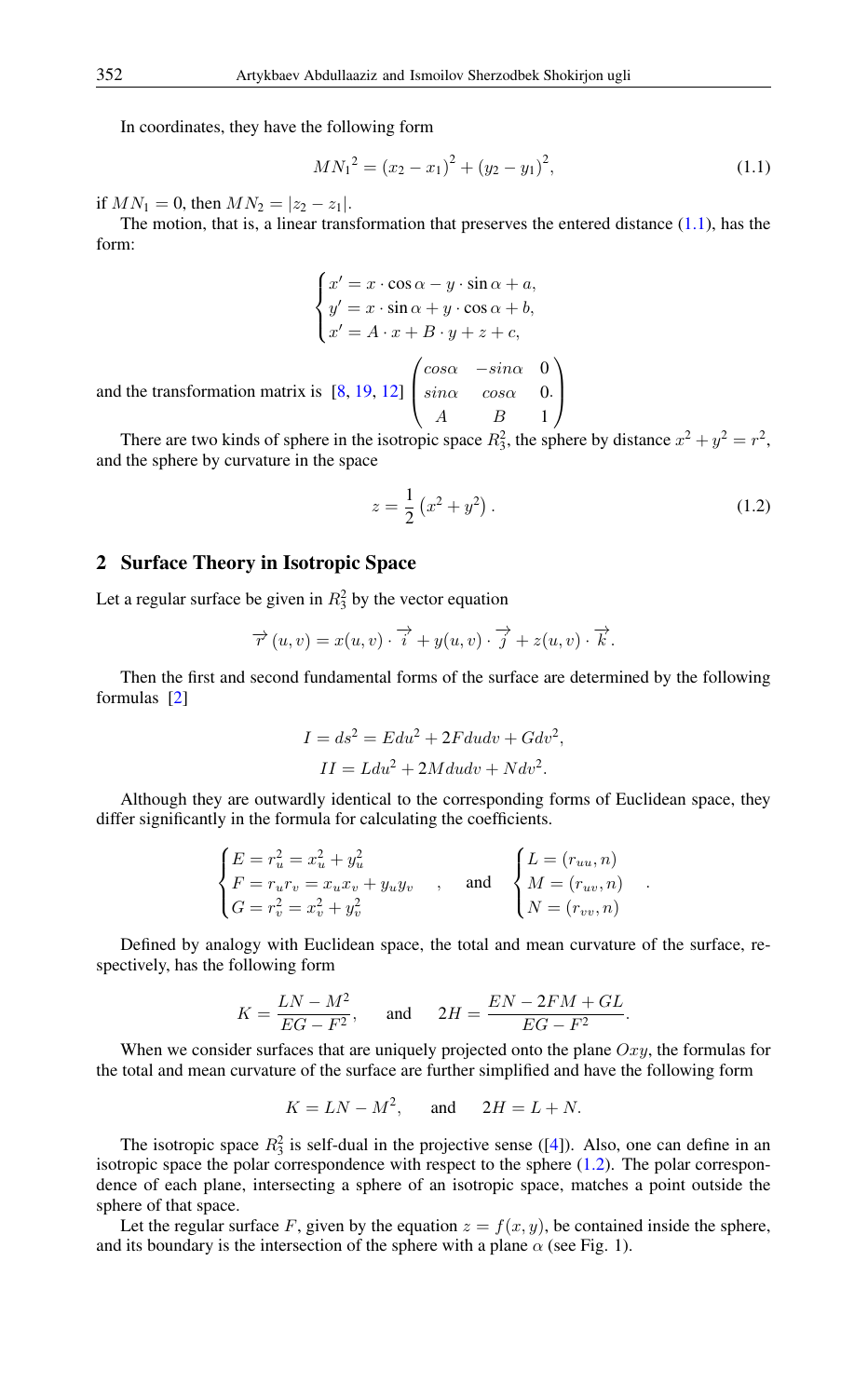In coordinates, they have the following form

$$MN_1{}^2 = (x_2 - x_1)^2 + (y_2 - y_1)^2, \tag{1.1}$$

if $MN_1 = 0$, then $MN_2 = |z_2 - z_1|$.

The motion, that is, a linear transformation that preserves the entered distance (1.1), has the form:

$$\begin{cases} x' = x \cdot \cos\alpha - y \cdot \sin\alpha + a, \\ y' = x \cdot \sin\alpha + y \cdot \cos\alpha + b, \\ x' = A \cdot x + B \cdot y + z + c, \end{cases}$$

and the transformation matrix is [8, 19, 12] $\begin{pmatrix} cos\alpha & -sin\alpha & 0 \\ sin\alpha & cos\alpha & 0. \\ A & B & 1 \end{pmatrix}$

There are two kinds of sphere in the isotropic space $R_3^2$, the sphere by distance $x^2 + y^2 = r^2$, and the sphere by curvature in the space

$$z = \frac{1}{2}\left(x^2 + y^2\right). \tag{1.2}$$

## 2 Surface Theory in Isotropic Space

Let a regular surface be given in $R_3^2$ by the vector equation

$$\overrightarrow{r}(u,v) = x(u,v) \cdot \overrightarrow{i} + y(u,v) \cdot \overrightarrow{j} + z(u,v) \cdot \overrightarrow{k}.$$

Then the first and second fundamental forms of the surface are determined by the following formulas [2]

$$I = ds^2 = Edu^2 + 2Fdudv + Gdv^2,$$

$$II = Ldu^2 + 2Mdudv + Ndv^2.$$

Although they are outwardly identical to the corresponding forms of Euclidean space, they differ significantly in the formula for calculating the coefficients.

$$\begin{cases} E = r_u^2 = x_u^2 + y_u^2 \\ F = r_u r_v = x_u x_v + y_u y_v \\ G = r_v^2 = x_v^2 + y_v^2 \end{cases}, \quad \text{and} \quad \begin{cases} L = (r_{uu}, n) \\ M = (r_{uv}, n) \\ N = (r_{vv}, n) \end{cases}.$$

Defined by analogy with Euclidean space, the total and mean curvature of the surface, respectively, has the following form

$$K = \frac{LN - M^2}{EG - F^2}, \quad \text{and} \quad 2H = \frac{EN - 2FM + GL}{EG - F^2}.$$

When we consider surfaces that are uniquely projected onto the plane $Oxy$, the formulas for the total and mean curvature of the surface are further simplified and have the following form

$$K = LN - M^2, \quad \text{and} \quad 2H = L + N.$$

The isotropic space $R_3^2$ is self-dual in the projective sense ([4]). Also, one can define in an isotropic space the polar correspondence with respect to the sphere (1.2). The polar correspondence of each plane, intersecting a sphere of an isotropic space, matches a point outside the sphere of that space.

Let the regular surface $F$, given by the equation $z = f(x, y)$, be contained inside the sphere, and its boundary is the intersection of the sphere with a plane $\alpha$ (see Fig. 1).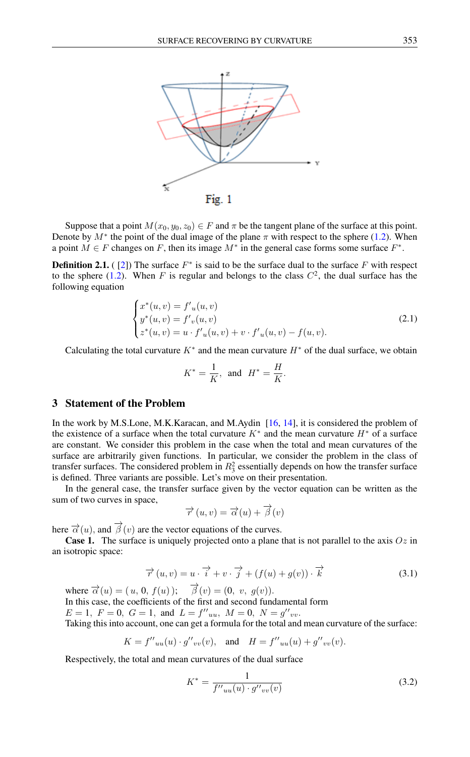Fig. 1

Suppose that a point $M(x_0, y_0, z_0) \in F$ and $\pi$ be the tangent plane of the surface at this point. Denote by $M^*$ the point of the dual image of the plane $\pi$ with respect to the sphere (1.2). When a point $M \in F$ changes on $F$, then its image $M^*$ in the general case forms some surface $F^*$.

**Definition 2.1.** ( [2]) The surface $F^*$ is said to be the surface dual to the surface $F$ with respect to the sphere (1.2). When $F$ is regular and belongs to the class $C^2$, the dual surface has the following equation

$$\begin{cases} x^*(u,v) = f'_u(u,v) \\ y^*(u,v) = f'_v(u,v) \\ z^*(u,v) = u \cdot f'_u(u,v) + v \cdot f'_u(u,v) - f(u,v). \end{cases} \tag{2.1}$$

Calculating the total curvature $K^*$ and the mean curvature $H^*$ of the dual surface, we obtain

$$K^* = \frac{1}{K}, \quad \text{and} \quad H^* = \frac{H}{K}.$$

## 3 Statement of the Problem

In the work by M.S.Lone, M.K.Karacan, and M.Aydin [16, 14], it is considered the problem of the existence of a surface when the total curvature $K^*$ and the mean curvature $H^*$ of a surface are constant. We consider this problem in the case when the total and mean curvatures of the surface are arbitrarily given functions. In particular, we consider the problem in the class of transfer surfaces. The considered problem in $R_3^2$ essentially depends on how the transfer surface is defined. Three variants are possible. Let's move on their presentation.

In the general case, the transfer surface given by the vector equation can be written as the sum of two curves in space,

$$\vec{r}(u,v) = \vec{\alpha}(u) + \vec{\beta}(v)$$

here $\vec{\alpha}(u)$, and $\vec{\beta}(v)$ are the vector equations of the curves.

**Case 1.** The surface is uniquely projected onto a plane that is not parallel to the axis $Oz$ in an isotropic space:

$$\vec{r}(u,v) = u \cdot \vec{i} + v \cdot \vec{j} + (f(u) + g(v)) \cdot \vec{k} \tag{3.1}$$

where $\vec{\alpha}(u) = (u, 0, f(u))$; $\quad \vec{\beta}(v) = (0, v, g(v))$.
In this case, the coefficients of the first and second fundamental form
$E = 1, \; F = 0, \; G = 1$, and $L = f''_{uu}, \; M = 0, \; N = g''_{vv}$.
Taking this into account, one can get a formula for the total and mean curvature of the surface:

$$K = f''_{uu}(u) \cdot g''_{vv}(v), \quad \text{and} \quad H = f''_{uu}(u) + g''_{vv}(v).$$

Respectively, the total and mean curvatures of the dual surface

$$K^* = \frac{1}{f''_{uu}(u) \cdot g''_{vv}(v)} \tag{3.2}$$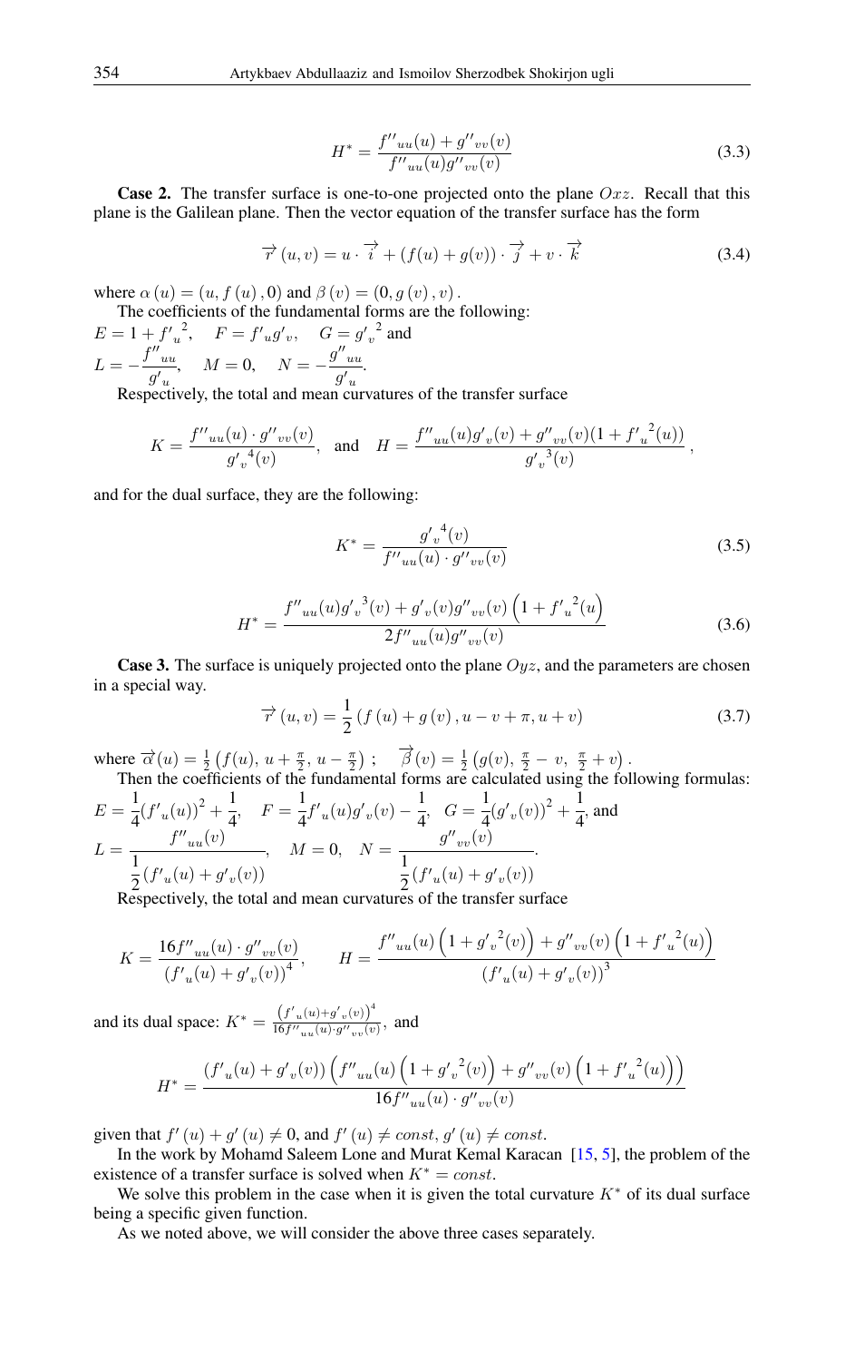$$H^* = \frac{f''_{uu}(u) + g''_{vv}(v)}{f''_{uu}(u)g''_{vv}(v)} \tag{3.3}$$

**Case 2.** The transfer surface is one-to-one projected onto the plane $Oxz$. Recall that this plane is the Galilean plane. Then the vector equation of the transfer surface has the form

$$\overrightarrow{r}(u,v) = u \cdot \overrightarrow{i} + (f(u) + g(v)) \cdot \overrightarrow{j} + v \cdot \overrightarrow{k} \tag{3.4}$$

where $\alpha(u) = (u, f(u), 0)$ and $\beta(v) = (0, g(v), v)$.

The coefficients of the fundamental forms are the following:

$E = 1 + {f'_u}^2, \quad F = f'_u g'_v, \quad G = {g'_v}^2$ and

$L = -\dfrac{f''_{uu}}{g'_u}, \quad M = 0, \quad N = -\dfrac{g''_{uu}}{g'_u}.$

Respectively, the total and mean curvatures of the transfer surface

$$K = \frac{f''_{uu}(u) \cdot g''_{vv}(v)}{{g'_v}^4(v)}, \quad \text{and} \quad H = \frac{f''_{uu}(u)g'_v(v) + g''_{vv}(v)(1 + {f'_u}^2(u))}{{g'_v}^3(v)},$$

and for the dual surface, they are the following:

$$K^* = \frac{{g'_v}^4(v)}{f''_{uu}(u) \cdot g''_{vv}(v)} \tag{3.5}$$

$$H^* = \frac{f''_{uu}(u){g'_v}^3(v) + g'_v(v)g''_{vv}(v)\left(1 + {f'_u}^2(u\right)}{2f''_{uu}(u)g''_{vv}(v)} \tag{3.6}$$

**Case 3.** The surface is uniquely projected onto the plane $Oyz$, and the parameters are chosen in a special way.

$$\overrightarrow{r}(u,v) = \frac{1}{2}\left(f(u) + g(v), u - v + \pi, u + v\right) \tag{3.7}$$

where $\overrightarrow{\alpha}(u) = \frac{1}{2}\left(f(u),\, u + \frac{\pi}{2},\, u - \frac{\pi}{2}\right)$; $\quad \overrightarrow{\beta}(v) = \frac{1}{2}\left(g(v),\, \frac{\pi}{2} - v,\, \frac{\pi}{2} + v\right)$.

Then the coefficients of the fundamental forms are calculated using the following formulas:

$E = \dfrac{1}{4}(f'_u(u))^2 + \dfrac{1}{4}, \quad F = \dfrac{1}{4}f'_u(u)g'_v(v) - \dfrac{1}{4}, \quad G = \dfrac{1}{4}(g'_v(v))^2 + \dfrac{1}{4}$, and

$L = \dfrac{f''_{uu}(v)}{\dfrac{1}{2}(f'_u(u) + g'_v(v))}, \quad M = 0, \quad N = \dfrac{g''_{vv}(v)}{\dfrac{1}{2}(f'_u(u) + g'_v(v))}.$

Respectively, the total and mean curvatures of the transfer surface

$$K = \frac{16 f''_{uu}(u) \cdot g''_{vv}(v)}{(f'_u(u) + g'_v(v))^4}, \qquad H = \frac{f''_{uu}(u)\left(1 + {g'_v}^2(v)\right) + g''_{vv}(v)\left(1 + {f'_u}^2(u)\right)}{(f'_u(u) + g'_v(v))^3}$$

and its dual space: $K^* = \frac{\left(f'_u(u) + g'_v(v)\right)^4}{16 f''_{uu}(u) \cdot g''_{vv}(v)}$, and

$$H^* = \frac{(f'_u(u) + g'_v(v))\left(f''_{uu}(u)\left(1 + {g'_v}^2(v)\right) + g''_{vv}(v)\left(1 + {f'_u}^2(u)\right)\right)}{16 f''_{uu}(u) \cdot g''_{vv}(v)}$$

given that $f'(u) + g'(u) \neq 0$, and $f'(u) \neq const$, $g'(u) \neq const$.

In the work by Mohamd Saleem Lone and Murat Kemal Karacan [15, 5], the problem of the existence of a transfer surface is solved when $K^* = const$.

We solve this problem in the case when it is given the total curvature $K^*$ of its dual surface being a specific given function.

As we noted above, we will consider the above three cases separately.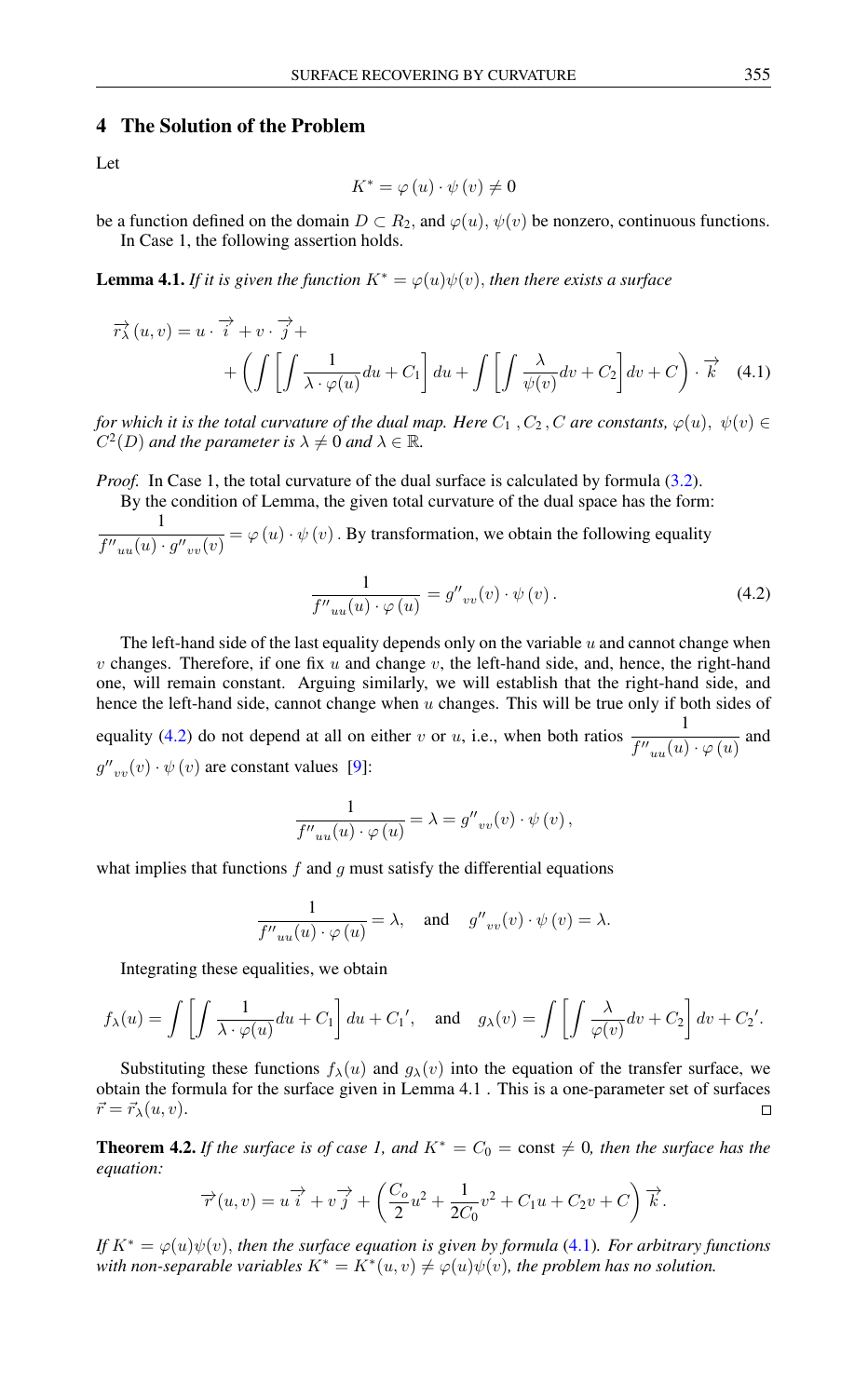## 4 The Solution of the Problem

Let

$$K^* = \varphi(u) \cdot \psi(v) \neq 0$$

be a function defined on the domain $D \subset R_2$, and $\varphi(u)$, $\psi(v)$ be nonzero, continuous functions.

In Case 1, the following assertion holds.

**Lemma 4.1.** *If it is given the function $K^* = \varphi(u)\psi(v)$, then there exists a surface*

$$\vec{r_\lambda}(u,v) = u \cdot \vec{i} + v \cdot \vec{j} + \left( \int \left[ \int \frac{1}{\lambda \cdot \varphi(u)} du + C_1 \right] du + \int \left[ \int \frac{\lambda}{\psi(v)} dv + C_2 \right] dv + C \right) \cdot \vec{k} \quad (4.1)$$

*for which it is the total curvature of the dual map. Here $C_1$, $C_2$, $C$ are constants, $\varphi(u)$, $\psi(v) \in C^2(D)$ and the parameter is $\lambda \neq 0$ and $\lambda \in \mathbb{R}$.*

*Proof.* In Case 1, the total curvature of the dual surface is calculated by formula (3.2).

By the condition of Lemma, the given total curvature of the dual space has the form: $\frac{1}{f''_{uu}(u) \cdot g''_{vv}(v)} = \varphi(u) \cdot \psi(v)$. By transformation, we obtain the following equality

$$\frac{1}{f''_{uu}(u) \cdot \varphi(u)} = g''_{vv}(v) \cdot \psi(v). \quad (4.2)$$

The left-hand side of the last equality depends only on the variable $u$ and cannot change when $v$ changes. Therefore, if one fix $u$ and change $v$, the left-hand side, and, hence, the right-hand one, will remain constant. Arguing similarly, we will establish that the right-hand side, and hence the left-hand side, cannot change when $u$ changes. This will be true only if both sides of equality (4.2) do not depend at all on either $v$ or $u$, i.e., when both ratios $\frac{1}{f''_{uu}(u) \cdot \varphi(u)}$ and $g''_{vv}(v) \cdot \psi(v)$ are constant values [9]:

$$\frac{1}{f''_{uu}(u) \cdot \varphi(u)} = \lambda = g''_{vv}(v) \cdot \psi(v),$$

what implies that functions $f$ and $g$ must satisfy the differential equations

$$\frac{1}{f''_{uu}(u) \cdot \varphi(u)} = \lambda, \quad \text{and} \quad g''_{vv}(v) \cdot \psi(v) = \lambda.$$

Integrating these equalities, we obtain

$$f_\lambda(u) = \int \left[ \int \frac{1}{\lambda \cdot \varphi(u)} du + C_1 \right] du + C_1', \quad \text{and} \quad g_\lambda(v) = \int \left[ \int \frac{\lambda}{\varphi(v)} dv + C_2 \right] dv + C_2'.$$

Substituting these functions $f_\lambda(u)$ and $g_\lambda(v)$ into the equation of the transfer surface, we obtain the formula for the surface given in Lemma 4.1 . This is a one-parameter set of surfaces $\vec{r} = \vec{r}_\lambda(u,v)$. □

**Theorem 4.2.** *If the surface is of case 1, and $K^* = C_0 = \text{const} \neq 0$, then the surface has the equation:*

$$\vec{r}(u,v) = u\vec{i} + v\vec{j} + \left( \frac{C_o}{2}u^2 + \frac{1}{2C_0}v^2 + C_1 u + C_2 v + C \right) \vec{k}.$$

*If $K^* = \varphi(u)\psi(v)$, then the surface equation is given by formula (4.1). For arbitrary functions with non-separable variables $K^* = K^*(u,v) \neq \varphi(u)\psi(v)$, the problem has no solution.*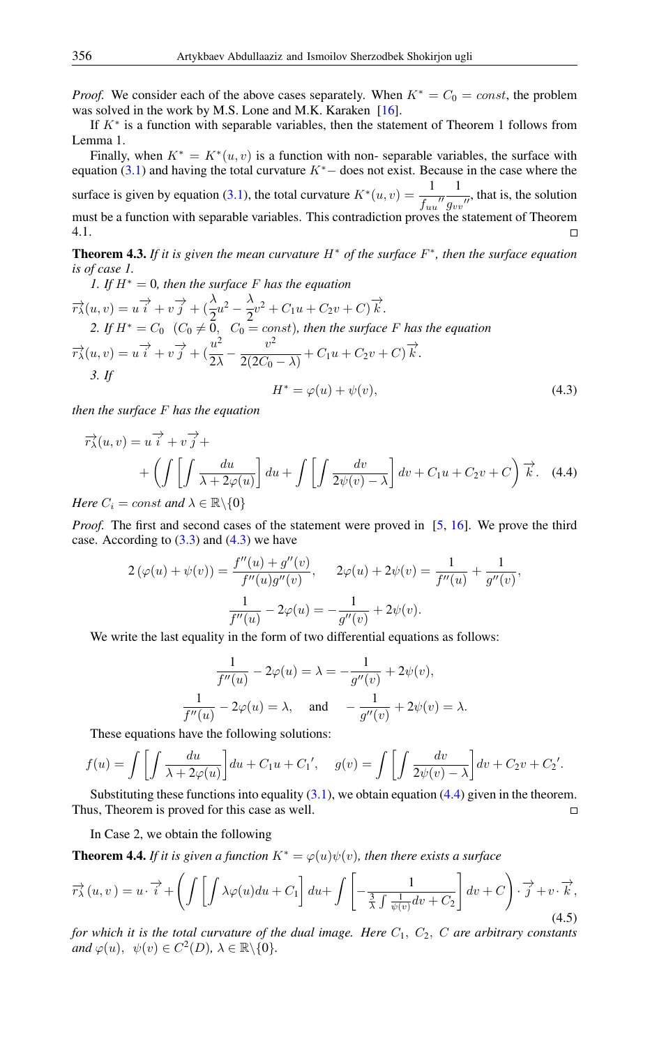*Proof.* We consider each of the above cases separately. When $K^* = C_0 = const$, the problem was solved in the work by M.S. Lone and M.K. Karaken [16].

If $K^*$ is a function with separable variables, then the statement of Theorem 1 follows from Lemma 1.

Finally, when $K^* = K^*(u, v)$ is a function with non- separable variables, the surface with equation (3.1) and having the total curvature $K^*-$ does not exist. Because in the case where the surface is given by equation (3.1), the total curvature $K^*(u, v) = \dfrac{1}{f_{uu}{}''} \dfrac{1}{g_{vv}{}''}$, that is, the solution must be a function with separable variables. This contradiction proves the statement of Theorem 4.1. ◻

**Theorem 4.3.** *If it is given the mean curvature $H^*$ of the surface $F^*$, then the surface equation is of case 1.*

*1. If $H^* = 0$, then the surface $F$ has the equation*

$$\overrightarrow{r_\lambda}(u, v) = u\,\overrightarrow{i} + v\,\overrightarrow{j} + (\frac{\lambda}{2}u^2 - \frac{\lambda}{2}v^2 + C_1 u + C_2 v + C)\,\overrightarrow{k}.$$

*2. If $H^* = C_0 \ \ (C_0 \neq 0, \ \ C_0 = const)$, then the surface $F$ has the equation*

$$\overrightarrow{r_\lambda}(u, v) = u\,\overrightarrow{i} + v\,\overrightarrow{j} + (\frac{u^2}{2\lambda} - \frac{v^2}{2(2C_0 - \lambda)} + C_1 u + C_2 v + C)\,\overrightarrow{k}.$$

*3. If*

$$H^* = \varphi(u) + \psi(v), \tag{4.3}$$

*then the surface $F$ has the equation*

$$\overrightarrow{r_\lambda}(u, v) = u\,\overrightarrow{i} + v\,\overrightarrow{j} + \left( \int \left[ \int \frac{du}{\lambda + 2\varphi(u)} \right] du + \int \left[ \int \frac{dv}{2\psi(v) - \lambda} \right] dv + C_1 u + C_2 v + C \right) \overrightarrow{k}. \tag{4.4}$$

*Here $C_i = const$ and $\lambda \in \mathbb{R} \backslash \{0\}$*

*Proof.* The first and second cases of the statement were proved in [5, 16]. We prove the third case. According to (3.3) and (4.3) we have

$$2\left(\varphi(u) + \psi(v)\right) = \frac{f''(u) + g''(v)}{f''(u) g''(v)}, \qquad 2\varphi(u) + 2\psi(v) = \frac{1}{f''(u)} + \frac{1}{g''(v)},$$

$$\frac{1}{f''(u)} - 2\varphi(u) = -\frac{1}{g''(v)} + 2\psi(v).$$

We write the last equality in the form of two differential equations as follows:

$$\frac{1}{f''(u)} - 2\varphi(u) = \lambda = -\frac{1}{g''(v)} + 2\psi(v),$$

$$\frac{1}{f''(u)} - 2\varphi(u) = \lambda, \quad \text{and} \quad -\frac{1}{g''(v)} + 2\psi(v) = \lambda.$$

These equations have the following solutions:

$$f(u) = \int \left[ \int \frac{du}{\lambda + 2\varphi(u)} \right] du + C_1 u + C_1{}', \quad g(v) = \int \left[ \int \frac{dv}{2\psi(v) - \lambda} \right] dv + C_2 v + C_2{}'.$$

Substituting these functions into equality (3.1), we obtain equation (4.4) given in the theorem. Thus, Theorem is proved for this case as well. ◻

In Case 2, we obtain the following

**Theorem 4.4.** *If it is given a function $K^* = \varphi(u)\psi(v)$, then there exists a surface*

$$\overrightarrow{r_\lambda}(u, v) = u \cdot \overrightarrow{i} + \left( \int \left[ \int \lambda\varphi(u) du + C_1 \right] du + \int \left[ -\frac{1}{\frac{3}{\lambda} \int \frac{1}{\psi(v)} dv + C_2} \right] dv + C \right) \cdot \overrightarrow{j} + v \cdot \overrightarrow{k}, \tag{4.5}$$

*for which it is the total curvature of the dual image. Here $C_1$, $C_2$, $C$ are arbitrary constants and $\varphi(u)$, $\psi(v) \in C^2(D)$, $\lambda \in \mathbb{R} \backslash \{0\}$.*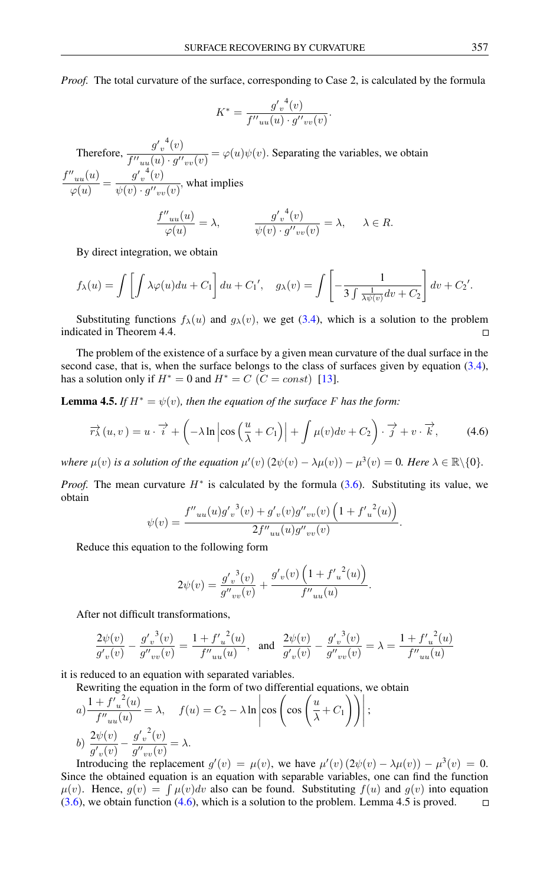*Proof.* The total curvature of the surface, corresponding to Case 2, is calculated by the formula

$$K^* = \frac{{g'_v}^4(v)}{f''_{uu}(u) \cdot g''_{vv}(v)}.$$

Therefore, $\dfrac{{g'_v}^4(v)}{f''_{uu}(u) \cdot g''_{vv}(v)} = \varphi(u)\psi(v)$. Separating the variables, we obtain $\dfrac{f''_{uu}(u)}{\varphi(u)} = \dfrac{{g'_v}^4(v)}{\psi(v) \cdot g''_{vv}(v)}$, what implies

$$\frac{f''_{uu}(u)}{\varphi(u)} = \lambda, \qquad \frac{{g'_v}^4(v)}{\psi(v) \cdot g''_{vv}(v)} = \lambda, \quad \lambda \in R.$$

By direct integration, we obtain

$$f_\lambda(u) = \int \left[ \int \lambda \varphi(u) du + C_1 \right] du + C_1{}', \quad g_\lambda(v) = \int \left[ -\frac{1}{3 \int \frac{1}{\lambda \psi(v)} dv + C_2} \right] dv + C_2{}'.$$

Substituting functions $f_\lambda(u)$ and $g_\lambda(v)$, we get (3.4), which is a solution to the problem indicated in Theorem 4.4. □

The problem of the existence of a surface by a given mean curvature of the dual surface in the second case, that is, when the surface belongs to the class of surfaces given by equation (3.4), has a solution only if $H^* = 0$ and $H^* = C$ $(C = const)$ [13].

**Lemma 4.5.** *If $H^* = \psi(v)$, then the equation of the surface $F$ has the form:*

$$\overrightarrow{r_\lambda}(u, v) = u \cdot \overrightarrow{i} + \left( -\lambda \ln \left| \cos \left( \frac{u}{\lambda} + C_1 \right) \right| + \int \mu(v) dv + C_2 \right) \cdot \overrightarrow{j} + v \cdot \overrightarrow{k}, \tag{4.6}$$

*where $\mu(v)$ is a solution of the equation $\mu'(v)\left(2\psi(v) - \lambda\mu(v)\right) - \mu^3(v) = 0$. Here $\lambda \in \mathbb{R}\backslash\{0\}$.*

*Proof.* The mean curvature $H^*$ is calculated by the formula (3.6). Substituting its value, we obtain

$$\psi(v) = \frac{f''_{uu}(u){g'_v}^3(v) + g'_v(v)g''_{vv}(v)\left(1 + {f'_u}^2(u)\right)}{2f''_{uu}(u)g''_{vv}(v)}.$$

Reduce this equation to the following form

$$2\psi(v) = \frac{{g'_v}^3(v)}{g''_{vv}(v)} + \frac{g'_v(v)\left(1 + {f'_u}^2(u)\right)}{f''_{uu}(u)}.$$

After not difficult transformations,

$$\frac{2\psi(v)}{g'_v(v)} - \frac{{g'_v}^3(v)}{g''_{vv}(v)} = \frac{1 + {f'_u}^2(u)}{f''_{uu}(u)}, \quad \text{and} \quad \frac{2\psi(v)}{g'_v(v)} - \frac{{g'_v}^3(v)}{g''_{vv}(v)} = \lambda = \frac{1 + {f'_u}^2(u)}{f''_{uu}(u)}$$

it is reduced to an equation with separated variables.

Rewriting the equation in the form of two differential equations, we obtain

$a)\ \dfrac{1 + {f'_u}^2(u)}{f''_{uu}(u)} = \lambda, \quad f(u) = C_2 - \lambda \ln \left| \cos \left( \cos \left( \dfrac{u}{\lambda} + C_1 \right) \right) \right|;$

$b)\ \dfrac{2\psi(v)}{g'_v(v)} - \dfrac{{g'_v}^2(v)}{g''_{vv}(v)} = \lambda.$

Introducing the replacement $g'(v) = \mu(v)$, we have $\mu'(v)\left(2\psi(v) - \lambda\mu(v)\right) - \mu^3(v) = 0$. Since the obtained equation is an equation with separable variables, one can find the function $\mu(v)$. Hence, $g(v) = \int \mu(v)dv$ also can be found. Substituting $f(u)$ and $g(v)$ into equation (3.6), we obtain function (4.6), which is a solution to the problem. Lemma 4.5 is proved. □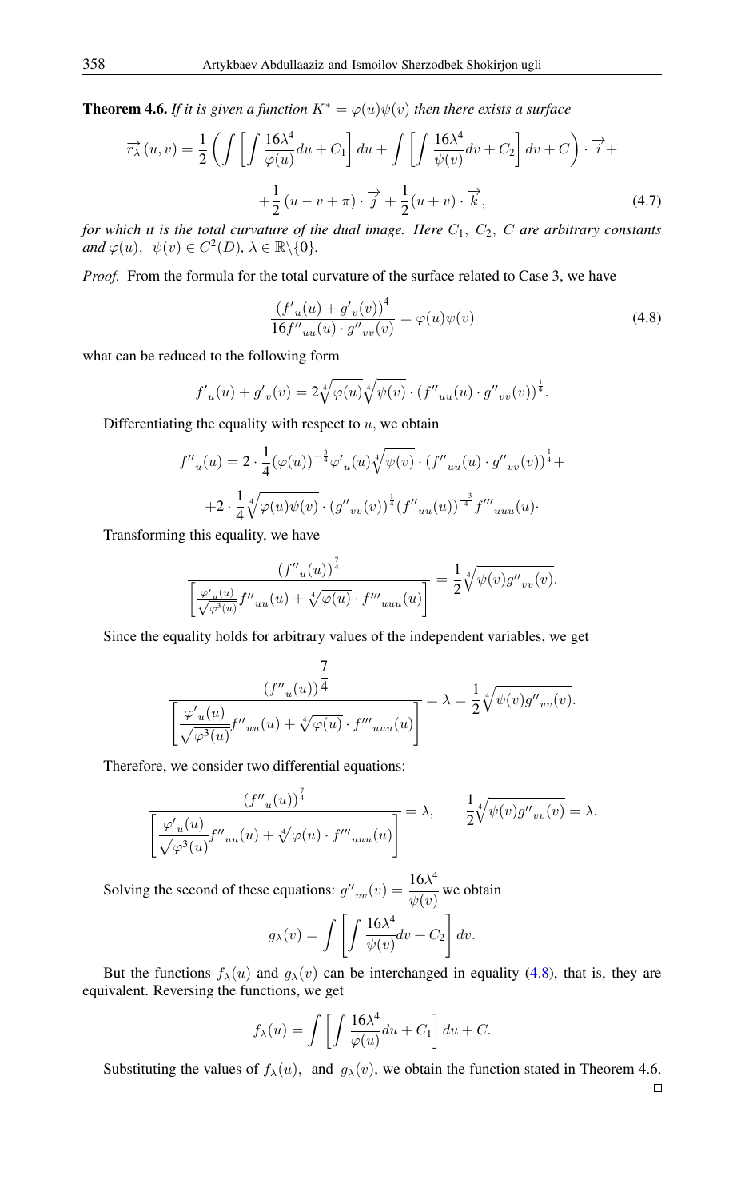**Theorem 4.6.** *If it is given a function $K^* = \varphi(u)\psi(v)$ then there exists a surface*

$$\overrightarrow{r_\lambda}(u,v) = \frac{1}{2}\left(\int\left[\int \frac{16\lambda^4}{\varphi(u)}du + C_1\right]du + \int\left[\int \frac{16\lambda^4}{\psi(v)}dv + C_2\right]dv + C\right)\cdot \overrightarrow{i} +$$

$$+\frac{1}{2}(u - v + \pi)\cdot \overrightarrow{j} + \frac{1}{2}(u+v)\cdot \overrightarrow{k}, \tag{4.7}$$

*for which it is the total curvature of the dual image. Here $C_1$, $C_2$, $C$ are arbitrary constants and $\varphi(u)$, $\psi(v) \in C^2(D)$, $\lambda \in \mathbb{R}\backslash\{0\}$.*

*Proof.* From the formula for the total curvature of the surface related to Case 3, we have

$$\frac{\left(f'_u(u) + g'_v(v)\right)^4}{16 f''_{uu}(u)\cdot g''_{vv}(v)} = \varphi(u)\psi(v) \tag{4.8}$$

what can be reduced to the following form

$$f'_u(u) + g'_v(v) = 2\sqrt[4]{\varphi(u)}\sqrt[4]{\psi(v)}\cdot\left(f''_{uu}(u)\cdot g''_{vv}(v)\right)^{\frac{1}{4}}.$$

Differentiating the equality with respect to $u$, we obtain

$$f''_u(u) = 2\cdot\frac{1}{4}(\varphi(u))^{-\frac{3}{4}}\varphi'_u(u)\sqrt[4]{\psi(v)}\cdot\left(f''_{uu}(u)\cdot g''_{vv}(v)\right)^{\frac{1}{4}} +$$

$$+2\cdot\frac{1}{4}\sqrt[4]{\varphi(u)\psi(v)}\cdot\left(g''_{vv}(v)\right)^{\frac{1}{4}}\left(f''_{uu}(u)\right)^{\frac{-3}{4}} f'''_{uuu}(u)\cdot$$

Transforming this equality, we have

$$\frac{\left(f''_u(u)\right)^{\frac{7}{4}}}{\left[\frac{\varphi'_u(u)}{\sqrt{\varphi^3(u)}}f''_{uu}(u) + \sqrt[4]{\varphi(u)}\cdot f'''_{uuu}(u)\right]} = \frac{1}{2}\sqrt[4]{\psi(v)g''_{vv}(v)}.$$

Since the equality holds for arbitrary values of the independent variables, we get

$$\frac{\left(f''_u(u)\right)^{\frac{7}{4}}}{\left[\frac{\varphi'_u(u)}{\sqrt{\varphi^3(u)}}f''_{uu}(u) + \sqrt[4]{\varphi(u)}\cdot f'''_{uuu}(u)\right]} = \lambda = \frac{1}{2}\sqrt[4]{\psi(v)g''_{vv}(v)}.$$

Therefore, we consider two differential equations:

$$\frac{\left(f''_u(u)\right)^{\frac{7}{4}}}{\left[\frac{\varphi'_u(u)}{\sqrt{\varphi^3(u)}}f''_{uu}(u) + \sqrt[4]{\varphi(u)}\cdot f'''_{uuu}(u)\right]} = \lambda, \qquad \frac{1}{2}\sqrt[4]{\psi(v)g''_{vv}(v)} = \lambda.$$

Solving the second of these equations: $g''_{vv}(v) = \dfrac{16\lambda^4}{\psi(v)}$ we obtain

$$g_\lambda(v) = \int\left[\int \frac{16\lambda^4}{\psi(v)}dv + C_2\right]dv.$$

But the functions $f_\lambda(u)$ and $g_\lambda(v)$ can be interchanged in equality (4.8), that is, they are equivalent. Reversing the functions, we get

$$f_\lambda(u) = \int\left[\int \frac{16\lambda^4}{\varphi(u)}du + C_1\right]du + C.$$

Substituting the values of $f_\lambda(u)$, and $g_\lambda(v)$, we obtain the function stated in Theorem 4.6. □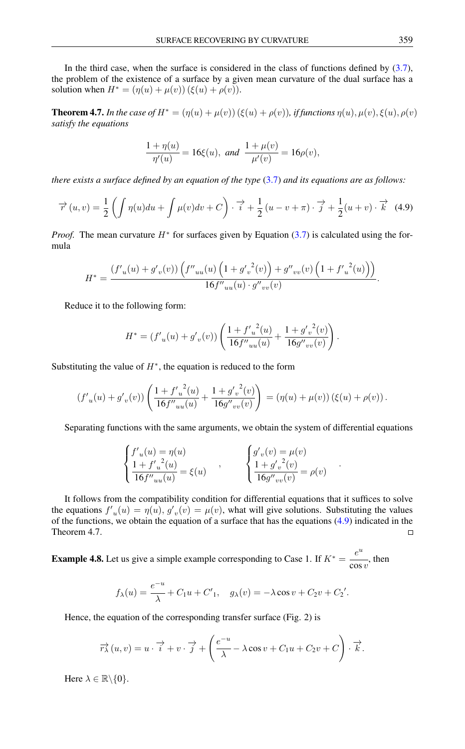In the third case, when the surface is considered in the class of functions defined by (3.7), the problem of the existence of a surface by a given mean curvature of the dual surface has a solution when $H^* = (\eta(u) + \mu(v))(\xi(u) + \rho(v))$.

**Theorem 4.7.** *In the case of $H^* = (\eta(u) + \mu(v))(\xi(u) + \rho(v))$, if functions $\eta(u), \mu(v), \xi(u), \rho(v)$ satisfy the equations*

$$\frac{1 + \eta(u)}{\eta'(u)} = 16\xi(u), \text{ and } \frac{1 + \mu(v)}{\mu'(v)} = 16\rho(v),$$

*there exists a surface defined by an equation of the type (3.7) and its equations are as follows:*

$$\vec{r}(u,v) = \frac{1}{2}\left(\int \eta(u)du + \int \mu(v)dv + C\right) \cdot \vec{i} + \frac{1}{2}(u - v + \pi) \cdot \vec{j} + \frac{1}{2}(u+v) \cdot \vec{k} \quad (4.9)$$

*Proof.* The mean curvature $H^*$ for surfaces given by Equation (3.7) is calculated using the formula

$$H^* = \frac{(f'_u(u) + g'_v(v))\left(f''_{uu}(u)\left(1 + {g'_v}^2(v)\right) + g''_{vv}(v)\left(1 + {f'_u}^2(u)\right)\right)}{16 f''_{uu}(u) \cdot g''_{vv}(v)}.$$

Reduce it to the following form:

$$H^* = (f'_u(u) + g'_v(v))\left(\frac{1 + {f'_u}^2(u)}{16 f''_{uu}(u)} + \frac{1 + {g'_v}^2(v)}{16 g''_{vv}(v)}\right).$$

Substituting the value of $H^*$, the equation is reduced to the form

$$(f'_u(u) + g'_v(v))\left(\frac{1 + {f'_u}^2(u)}{16 f''_{uu}(u)} + \frac{1 + {g'_v}^2(v)}{16 g''_{vv}(v)}\right) = (\eta(u) + \mu(v))(\xi(u) + \rho(v)).$$

Separating functions with the same arguments, we obtain the system of differential equations

$$\begin{cases} f'_u(u) = \eta(u) \\ \dfrac{1 + {f'_u}^2(u)}{16 f''_{uu}(u)} = \xi(u) \end{cases}, \qquad \begin{cases} g'_v(v) = \mu(v) \\ \dfrac{1 + {g'_v}^2(v)}{16 g''_{vv}(v)} = \rho(v) \end{cases}.$$

It follows from the compatibility condition for differential equations that it suffices to solve the equations $f'_u(u) = \eta(u)$, $g'_v(v) = \mu(v)$, what will give solutions. Substituting the values of the functions, we obtain the equation of a surface that has the equations (4.9) indicated in the Theorem 4.7. ◻

**Example 4.8.** Let us give a simple example corresponding to Case 1. If $K^* = \dfrac{e^u}{\cos v}$, then

$$f_\lambda(u) = \frac{e^{-u}}{\lambda} + C_1 u + C'_1, \quad g_\lambda(v) = -\lambda \cos v + C_2 v + C_2'.$$

Hence, the equation of the corresponding transfer surface (Fig. 2) is

$$\vec{r_\lambda}(u,v) = u \cdot \vec{i} + v \cdot \vec{j} + \left(\frac{e^{-u}}{\lambda} - \lambda \cos v + C_1 u + C_2 v + C\right) \cdot \vec{k}.$$

Here $\lambda \in \mathbb{R} \backslash \{0\}$.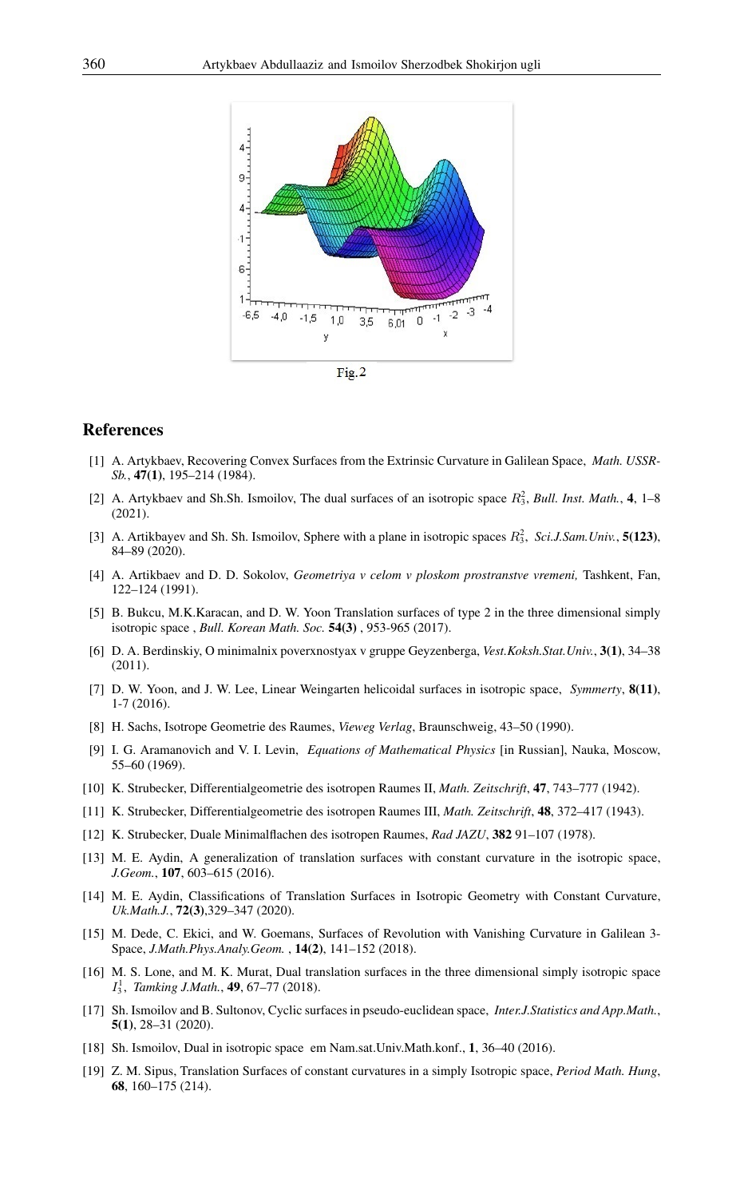Fig.2

## References

[1] A. Artykbaev, Recovering Convex Surfaces from the Extrinsic Curvature in Galilean Space, *Math. USSR-Sb.*, **47(1)**, 195–214 (1984).

[2] A. Artykbaev and Sh.Sh. Ismoilov, The dual surfaces of an isotropic space $R_3^2$, *Bull. Inst. Math.*, **4**, 1–8 (2021).

[3] A. Artikbayev and Sh. Sh. Ismoilov, Sphere with a plane in isotropic spaces $R_3^2$, *Sci.J.Sam.Univ.*, **5(123)**, 84–89 (2020).

[4] A. Artikbaev and D. D. Sokolov, *Geometriya v celom v ploskom prostranstve vremeni,* Tashkent, Fan, 122–124 (1991).

[5] B. Bukcu, M.K.Karacan, and D. W. Yoon Translation surfaces of type 2 in the three dimensional simply isotropic space , *Bull. Korean Math. Soc.* **54(3)** , 953-965 (2017).

[6] D. A. Berdinskiy, O minimalnix poverxnostyax v gruppe Geyzenberga, *Vest.Koksh.Stat.Univ.*, **3(1)**, 34–38 (2011).

[7] D. W. Yoon, and J. W. Lee, Linear Weingarten helicoidal surfaces in isotropic space, *Symmerty*, **8(11)**, 1-7 (2016).

[8] H. Sachs, Isotrope Geometrie des Raumes, *Vieweg Verlag*, Braunschweig, 43–50 (1990).

[9] I. G. Aramanovich and V. I. Levin, *Equations of Mathematical Physics* [in Russian], Nauka, Moscow, 55–60 (1969).

[10] K. Strubecker, Differentialgeometrie des isotropen Raumes II, *Math. Zeitschrift*, **47**, 743–777 (1942).

[11] K. Strubecker, Differentialgeometrie des isotropen Raumes III, *Math. Zeitschrift*, **48**, 372–417 (1943).

[12] K. Strubecker, Duale Minimalflachen des isotropen Raumes, *Rad JAZU*, **382** 91–107 (1978).

[13] M. E. Aydin, A generalization of translation surfaces with constant curvature in the isotropic space, *J.Geom.*, **107**, 603–615 (2016).

[14] M. E. Aydin, Classifications of Translation Surfaces in Isotropic Geometry with Constant Curvature, *Uk.Math.J.*, **72(3)**,329–347 (2020).

[15] M. Dede, C. Ekici, and W. Goemans, Surfaces of Revolution with Vanishing Curvature in Galilean 3-Space, *J.Math.Phys.Analy.Geom.* , **14(2)**, 141–152 (2018).

[16] M. S. Lone, and M. K. Murat, Dual translation surfaces in the three dimensional simply isotropic space $I_3^1$, *Tamking J.Math.*, **49**, 67–77 (2018).

[17] Sh. Ismoilov and B. Sultonov, Cyclic surfaces in pseudo-euclidean space, *Inter.J.Statistics and App.Math.*, **5(1)**, 28–31 (2020).

[18] Sh. Ismoilov, Dual in isotropic space em Nam.sat.Univ.Math.konf., **1**, 36–40 (2016).

[19] Z. M. Sipus, Translation Surfaces of constant curvatures in a simply Isotropic space, *Period Math. Hung*, **68**, 160–175 (214).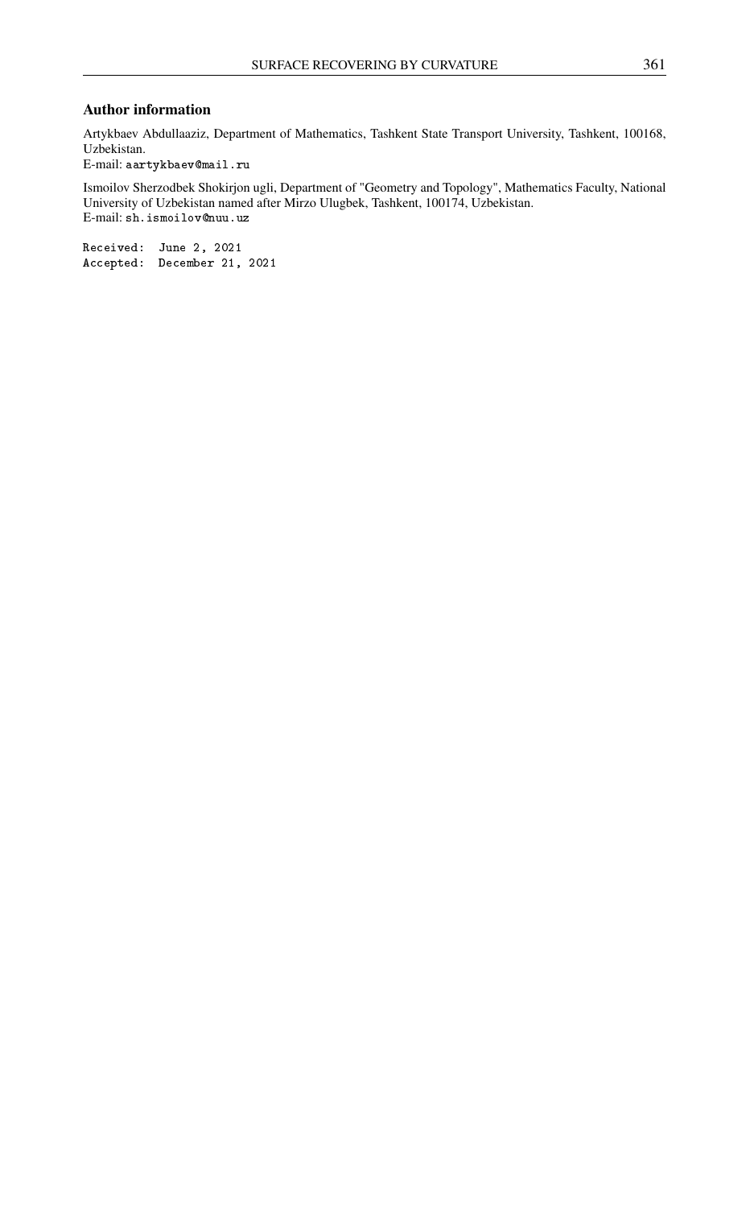### Author information

Artykbaev Abdullaaziz, Department of Mathematics, Tashkent State Transport University, Tashkent, 100168, Uzbekistan.
E-mail: `aartykbaev@mail.ru`

Ismoilov Sherzodbek Shokirjon ugli, Department of "Geometry and Topology", Mathematics Faculty, National University of Uzbekistan named after Mirzo Ulugbek, Tashkent, 100174, Uzbekistan.
E-mail: `sh.ismoilov@nuu.uz`

Received: June 2, 2021
Accepted: December 21, 2021